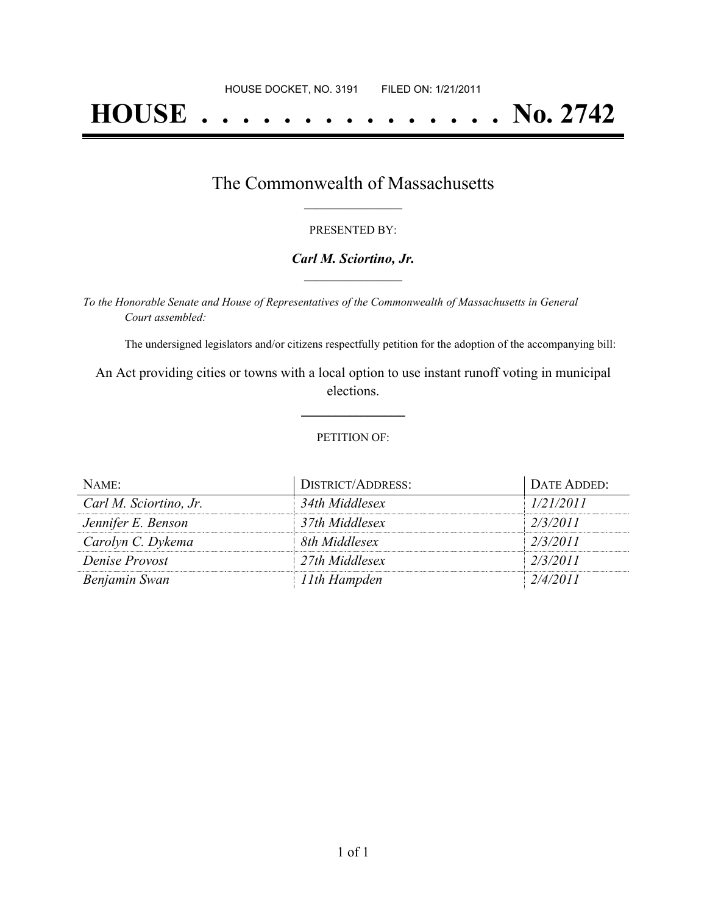HOUSE DOCKET, NO. 3191        FILED ON: 1/21/2011

# HOUSE . . . . . . . . . . . . . . . No. 2742

## The Commonwealth of Massachusetts

PRESENTED BY:

***Carl M. Sciortino, Jr.***

*To the Honorable Senate and House of Representatives of the Commonwealth of Massachusetts in General Court assembled:*

The undersigned legislators and/or citizens respectfully petition for the adoption of the accompanying bill:

An Act providing cities or towns with a local option to use instant runoff voting in municipal elections.

PETITION OF:

| NAME: | DISTRICT/ADDRESS: | DATE ADDED: |
| --- | --- | --- |
| *Carl M. Sciortino, Jr.* | *34th Middlesex* | *1/21/2011* |
| *Jennifer E. Benson* | *37th Middlesex* | *2/3/2011* |
| *Carolyn C. Dykema* | *8th Middlesex* | *2/3/2011* |
| *Denise Provost* | *27th Middlesex* | *2/3/2011* |
| *Benjamin Swan* | *11th Hampden* | *2/4/2011* |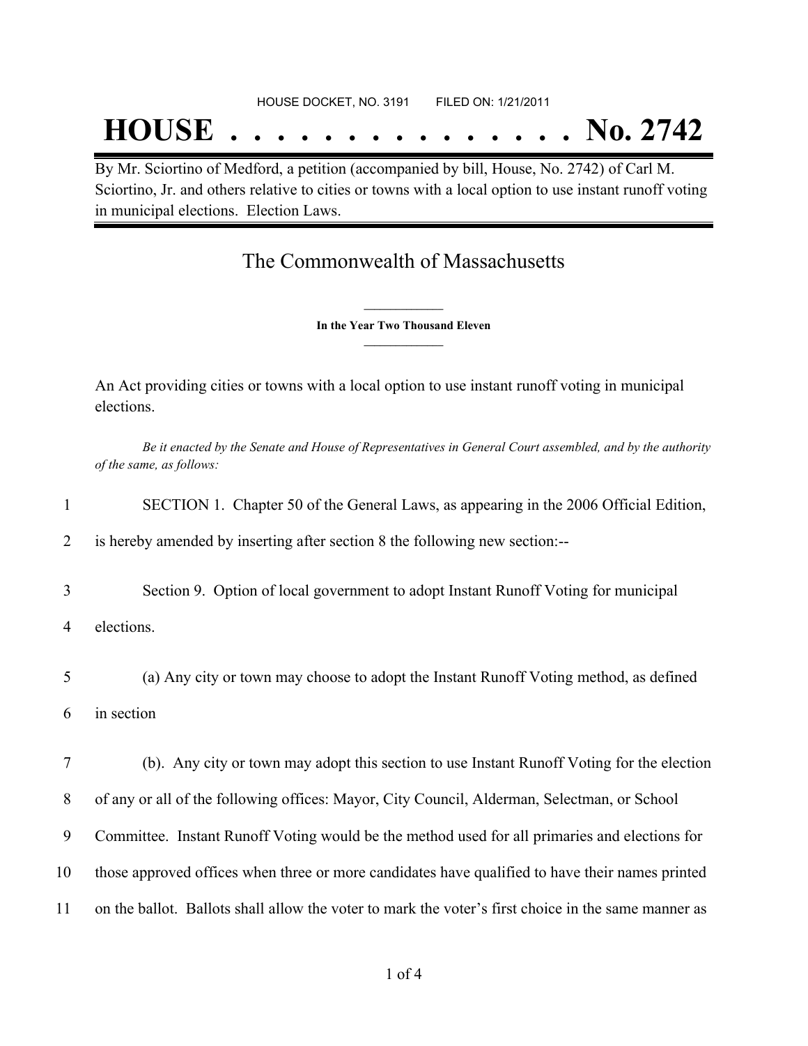HOUSE DOCKET, NO. 3191 FILED ON: 1/21/2011

# HOUSE . . . . . . . . . . . . . . . No. 2742

By Mr. Sciortino of Medford, a petition (accompanied by bill, House, No. 2742) of Carl M. Sciortino, Jr. and others relative to cities or towns with a local option to use instant runoff voting in municipal elections. Election Laws.

## The Commonwealth of Massachusetts

**In the Year Two Thousand Eleven**

An Act providing cities or towns with a local option to use instant runoff voting in municipal elections.

*Be it enacted by the Senate and House of Representatives in General Court assembled, and by the authority of the same, as follows:*

1 SECTION 1. Chapter 50 of the General Laws, as appearing in the 2006 Official Edition,
2 is hereby amended by inserting after section 8 the following new section:--

3 Section 9. Option of local government to adopt Instant Runoff Voting for municipal
4 elections.

5 (a) Any city or town may choose to adopt the Instant Runoff Voting method, as defined
6 in section

7 (b). Any city or town may adopt this section to use Instant Runoff Voting for the election
8 of any or all of the following offices: Mayor, City Council, Alderman, Selectman, or School
9 Committee. Instant Runoff Voting would be the method used for all primaries and elections for
10 those approved offices when three or more candidates have qualified to have their names printed
11 on the ballot. Ballots shall allow the voter to mark the voter's first choice in the same manner as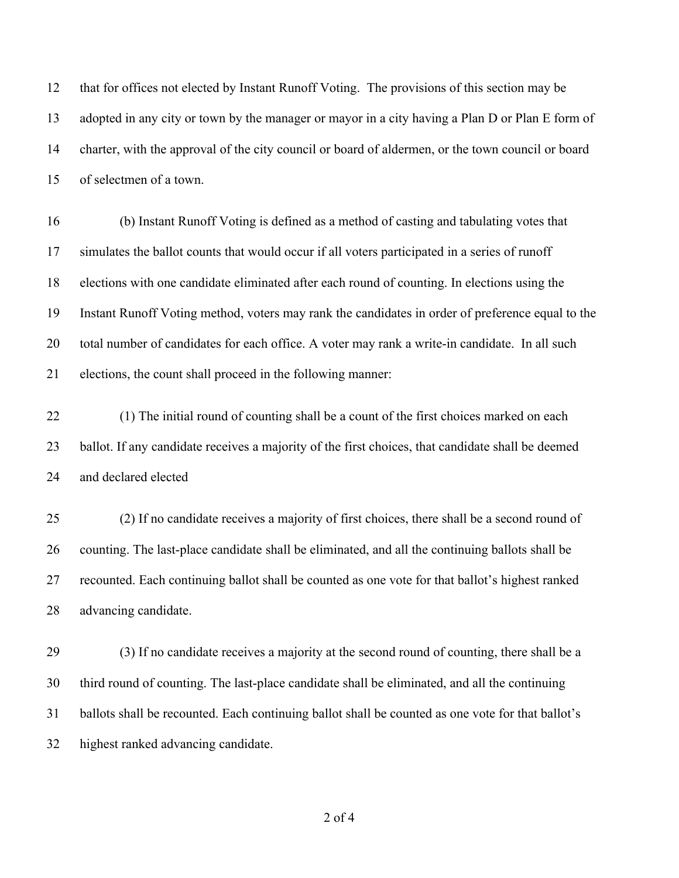that for offices not elected by Instant Runoff Voting. The provisions of this section may be adopted in any city or town by the manager or mayor in a city having a Plan D or Plan E form of charter, with the approval of the city council or board of aldermen, or the town council or board of selectmen of a town.

(b) Instant Runoff Voting is defined as a method of casting and tabulating votes that simulates the ballot counts that would occur if all voters participated in a series of runoff elections with one candidate eliminated after each round of counting. In elections using the Instant Runoff Voting method, voters may rank the candidates in order of preference equal to the total number of candidates for each office. A voter may rank a write-in candidate. In all such elections, the count shall proceed in the following manner:

(1) The initial round of counting shall be a count of the first choices marked on each ballot. If any candidate receives a majority of the first choices, that candidate shall be deemed and declared elected

(2) If no candidate receives a majority of first choices, there shall be a second round of counting. The last-place candidate shall be eliminated, and all the continuing ballots shall be recounted. Each continuing ballot shall be counted as one vote for that ballot's highest ranked advancing candidate.

(3) If no candidate receives a majority at the second round of counting, there shall be a third round of counting. The last-place candidate shall be eliminated, and all the continuing ballots shall be recounted. Each continuing ballot shall be counted as one vote for that ballot's highest ranked advancing candidate.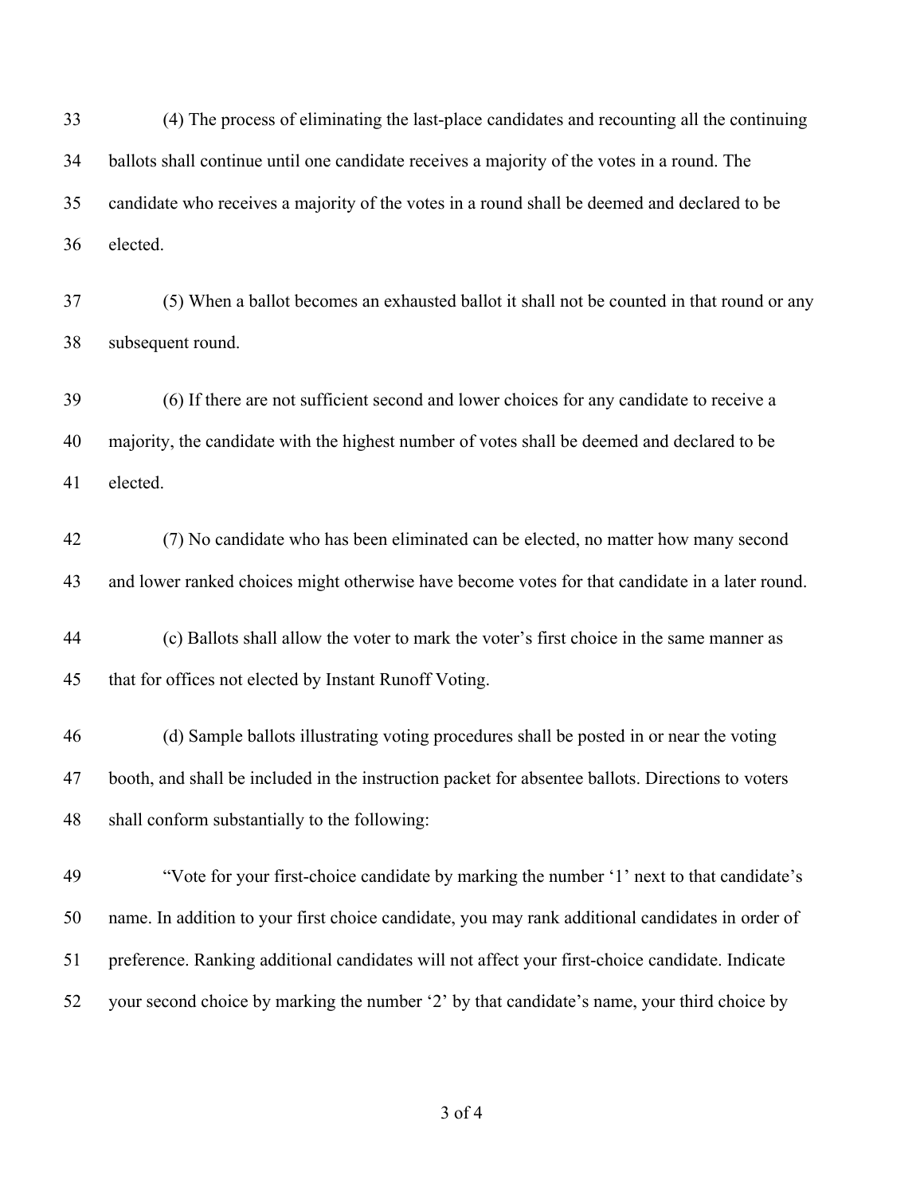(4) The process of eliminating the last-place candidates and recounting all the continuing ballots shall continue until one candidate receives a majority of the votes in a round. The candidate who receives a majority of the votes in a round shall be deemed and declared to be elected.

(5) When a ballot becomes an exhausted ballot it shall not be counted in that round or any subsequent round.

(6) If there are not sufficient second and lower choices for any candidate to receive a majority, the candidate with the highest number of votes shall be deemed and declared to be elected.

(7) No candidate who has been eliminated can be elected, no matter how many second and lower ranked choices might otherwise have become votes for that candidate in a later round.

(c) Ballots shall allow the voter to mark the voter's first choice in the same manner as that for offices not elected by Instant Runoff Voting.

(d) Sample ballots illustrating voting procedures shall be posted in or near the voting booth, and shall be included in the instruction packet for absentee ballots. Directions to voters shall conform substantially to the following:

"Vote for your first-choice candidate by marking the number '1' next to that candidate's name. In addition to your first choice candidate, you may rank additional candidates in order of preference. Ranking additional candidates will not affect your first-choice candidate. Indicate your second choice by marking the number '2' by that candidate's name, your third choice by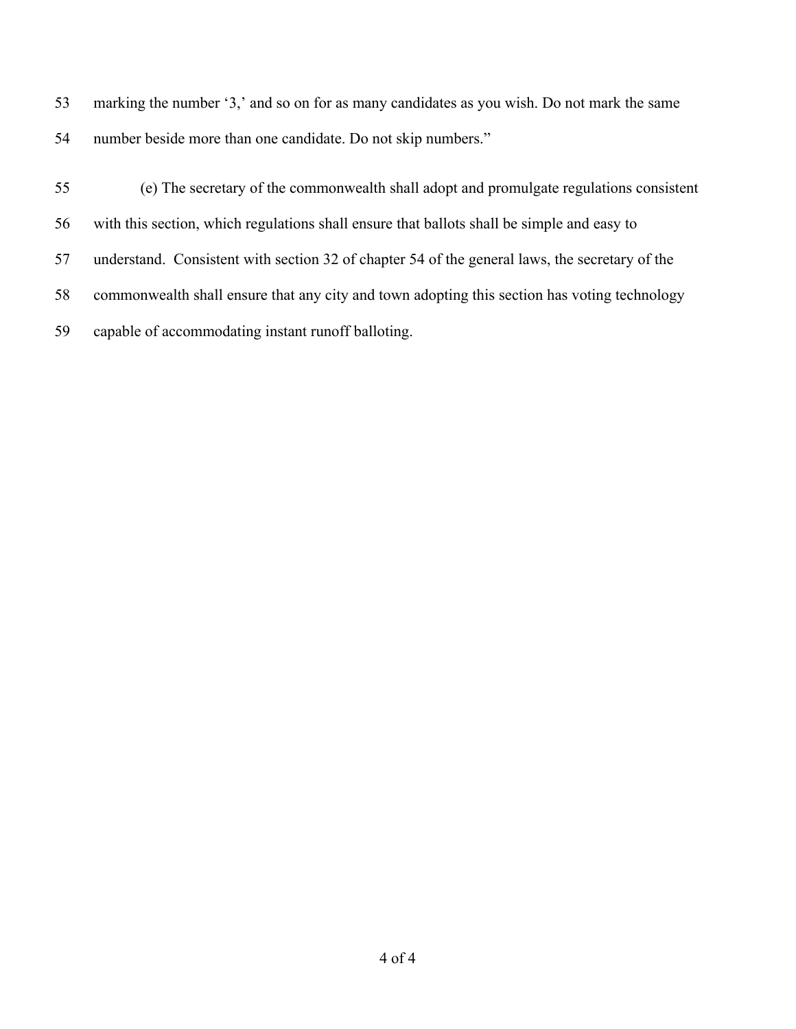marking the number '3,' and so on for as many candidates as you wish. Do not mark the same number beside more than one candidate. Do not skip numbers."

(e) The secretary of the commonwealth shall adopt and promulgate regulations consistent with this section, which regulations shall ensure that ballots shall be simple and easy to understand. Consistent with section 32 of chapter 54 of the general laws, the secretary of the commonwealth shall ensure that any city and town adopting this section has voting technology capable of accommodating instant runoff balloting.